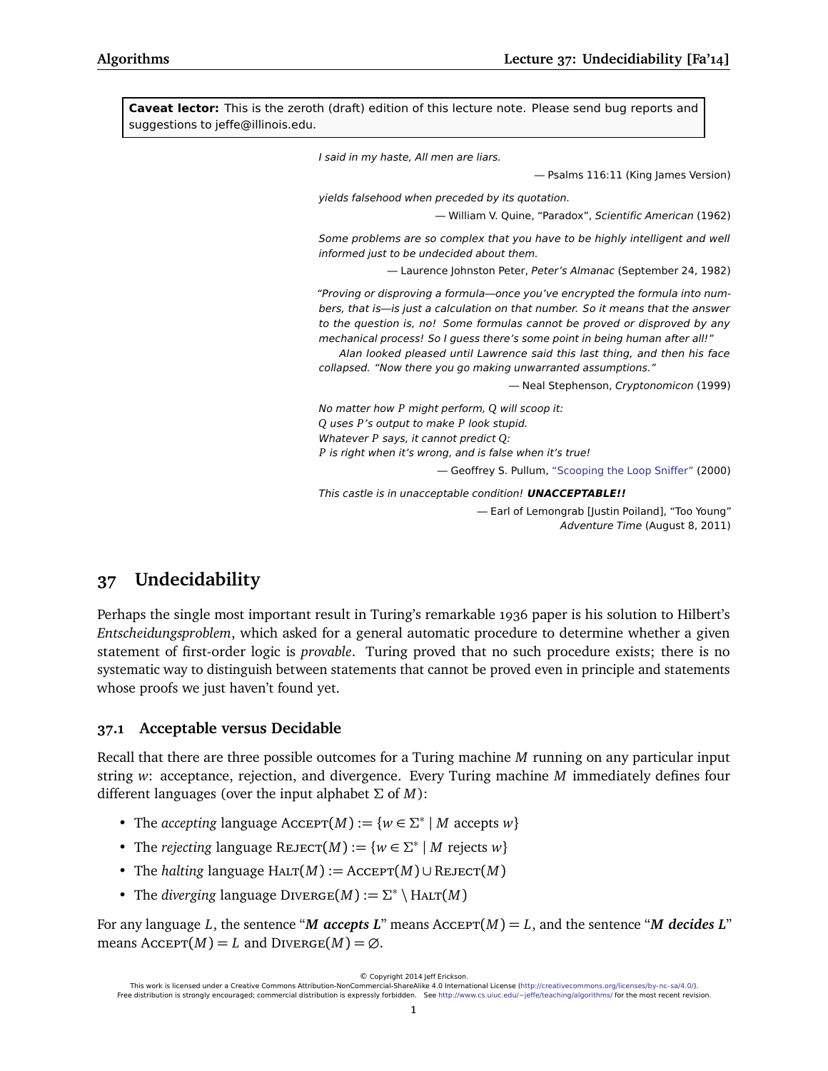**Caveat lector:** This is the zeroth (draft) edition of this lecture note. Please send bug reports and suggestions to jeffe@illinois.edu.

*I said in my haste, All men are liars.*

— Psalms 116:11 (King James Version)

*yields falsehood when preceded by its quotation.*

— William V. Quine, "Paradox", *Scientific American* (1962)

*Some problems are so complex that you have to be highly intelligent and well informed just to be undecided about them.*

— Laurence Johnston Peter, *Peter's Almanac* (September 24, 1982)

*"Proving or disproving a formula—once you've encrypted the formula into numbers, that is—is just a calculation on that number. So it means that the answer to the question is, no! Some formulas cannot be proved or disproved by any mechanical process! So I guess there's some point in being human after all!"*

*Alan looked pleased until Lawrence said this last thing, and then his face collapsed. "Now there you go making unwarranted assumptions."*

— Neal Stephenson, *Cryptonomicon* (1999)

*No matter how P might perform, Q will scoop it:*
*Q uses P's output to make P look stupid.*
*Whatever P says, it cannot predict Q:*
*P is right when it's wrong, and is false when it's true!*

— Geoffrey S. Pullum, "Scooping the Loop Sniffer" (2000)

*This castle is in unacceptable condition!* ***UNACCEPTABLE!!***

— Earl of Lemongrab [Justin Poiland], "Too Young"
*Adventure Time* (August 8, 2011)

# 37 Undecidability

Perhaps the single most important result in Turing's remarkable 1936 paper is his solution to Hilbert's *Entscheidungsproblem*, which asked for a general automatic procedure to determine whether a given statement of first-order logic is *provable*. Turing proved that no such procedure exists; there is no systematic way to distinguish between statements that cannot be proved even in principle and statements whose proofs we just haven't found yet.

## 37.1 Acceptable versus Decidable

Recall that there are three possible outcomes for a Turing machine $M$ running on any particular input string $w$: acceptance, rejection, and divergence. Every Turing machine $M$ immediately defines four different languages (over the input alphabet $\Sigma$ of $M$):

- The *accepting* language $\text{Accept}(M) := \{w \in \Sigma^* \mid M \text{ accepts } w\}$
- The *rejecting* language $\text{Reject}(M) := \{w \in \Sigma^* \mid M \text{ rejects } w\}$
- The *halting* language $\text{Halt}(M) := \text{Accept}(M) \cup \text{Reject}(M)$
- The *diverging* language $\text{Diverge}(M) := \Sigma^* \setminus \text{Halt}(M)$

For any language $L$, the sentence "***M accepts L***" means $\text{Accept}(M) = L$, and the sentence "***M decides L***" means $\text{Accept}(M) = L$ and $\text{Diverge}(M) = \varnothing$.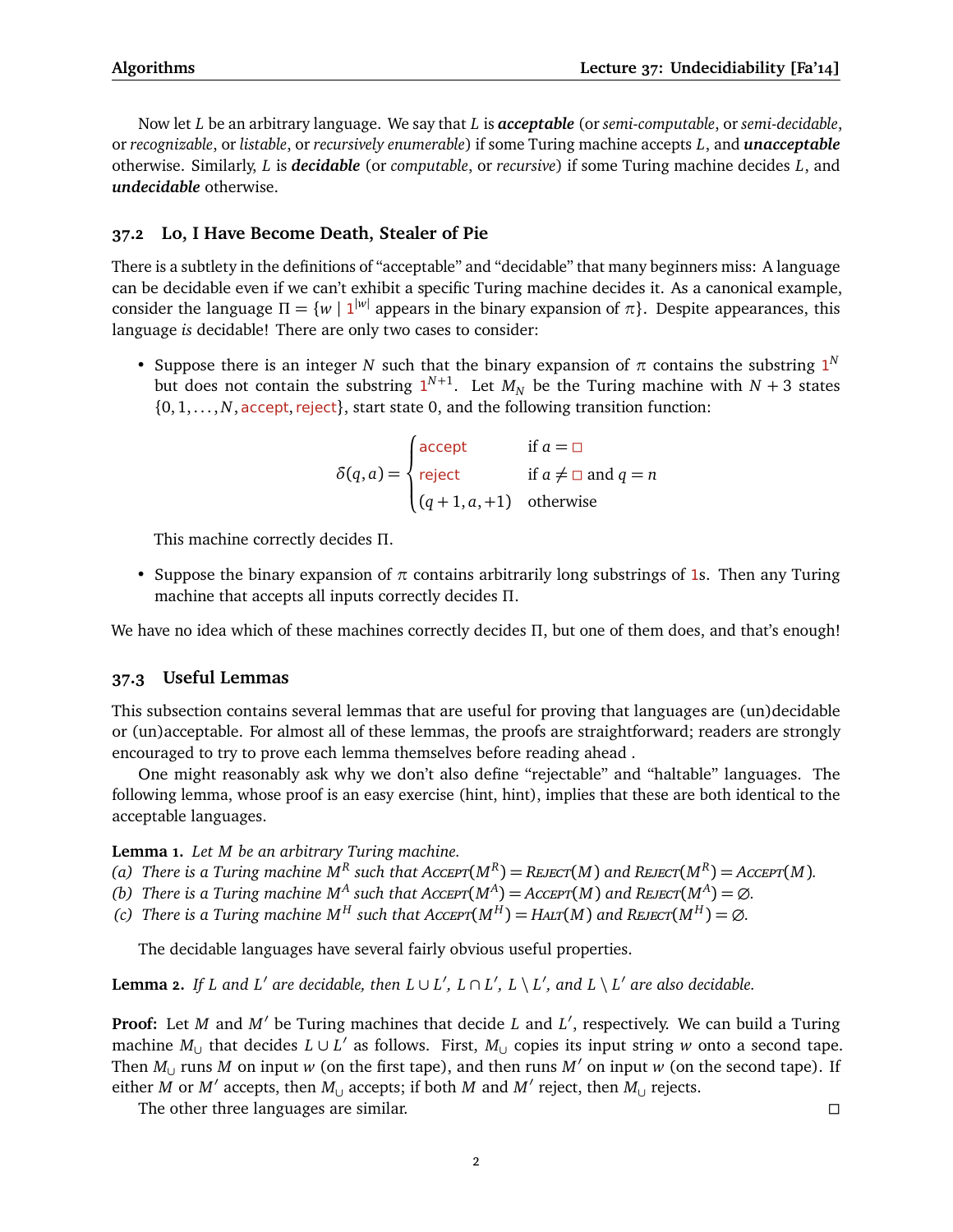Now let $L$ be an arbitrary language. We say that $L$ is ***acceptable*** (or *semi-computable*, or *semi-decidable*, or *recognizable*, or *listable*, or *recursively enumerable*) if some Turing machine accepts $L$, and ***unacceptable*** otherwise. Similarly, $L$ is ***decidable*** (or *computable*, or *recursive*) if some Turing machine decides $L$, and ***undecidable*** otherwise.

## 37.2 Lo, I Have Become Death, Stealer of Pie

There is a subtlety in the definitions of "acceptable" and "decidable" that many beginners miss: A language can be decidable even if we can't exhibit a specific Turing machine decides it. As a canonical example, consider the language $\Pi = \{w \mid 1^{|w|} \text{ appears in the binary expansion of } \pi\}$. Despite appearances, this language *is* decidable! There are only two cases to consider:

- Suppose there is an integer $N$ such that the binary expansion of $\pi$ contains the substring $1^N$ but does not contain the substring $1^{N+1}$. Let $M_N$ be the Turing machine with $N+3$ states $\{0, 1, \ldots, N, \text{accept}, \text{reject}\}$, start state 0, and the following transition function:

$$\delta(q,a) = \begin{cases} \text{accept} & \text{if } a = \square \\ \text{reject} & \text{if } a \neq \square \text{ and } q = n \\ (q+1, a, +1) & \text{otherwise} \end{cases}$$

  This machine correctly decides $\Pi$.

- Suppose the binary expansion of $\pi$ contains arbitrarily long substrings of 1s. Then any Turing machine that accepts all inputs correctly decides $\Pi$.

We have no idea which of these machines correctly decides $\Pi$, but one of them does, and that's enough!

## 37.3 Useful Lemmas

This subsection contains several lemmas that are useful for proving that languages are (un)decidable or (un)acceptable. For almost all of these lemmas, the proofs are straightforward; readers are strongly encouraged to try to prove each lemma themselves before reading ahead .

One might reasonably ask why we don't also define "rejectable" and "haltable" languages. The following lemma, whose proof is an easy exercise (hint, hint), implies that these are both identical to the acceptable languages.

**Lemma 1.** *Let $M$ be an arbitrary Turing machine.*
*(a) There is a Turing machine $M^R$ such that $\textsc{Accept}(M^R) = \textsc{Reject}(M)$ and $\textsc{Reject}(M^R) = \textsc{Accept}(M)$.*
*(b) There is a Turing machine $M^A$ such that $\textsc{Accept}(M^A) = \textsc{Accept}(M)$ and $\textsc{Reject}(M^A) = \varnothing$.*
*(c) There is a Turing machine $M^H$ such that $\textsc{Accept}(M^H) = \textsc{Halt}(M)$ and $\textsc{Reject}(M^H) = \varnothing$.*

The decidable languages have several fairly obvious useful properties.

**Lemma 2.** *If $L$ and $L'$ are decidable, then $L \cup L'$, $L \cap L'$, $L \setminus L'$, and $L \setminus L'$ are also decidable.*

**Proof:** Let $M$ and $M'$ be Turing machines that decide $L$ and $L'$, respectively. We can build a Turing machine $M_\cup$ that decides $L \cup L'$ as follows. First, $M_\cup$ copies its input string $w$ onto a second tape. Then $M_\cup$ runs $M$ on input $w$ (on the first tape), and then runs $M'$ on input $w$ (on the second tape). If either $M$ or $M'$ accepts, then $M_\cup$ accepts; if both $M$ and $M'$ reject, then $M_\cup$ rejects.

The other three languages are similar. $\square$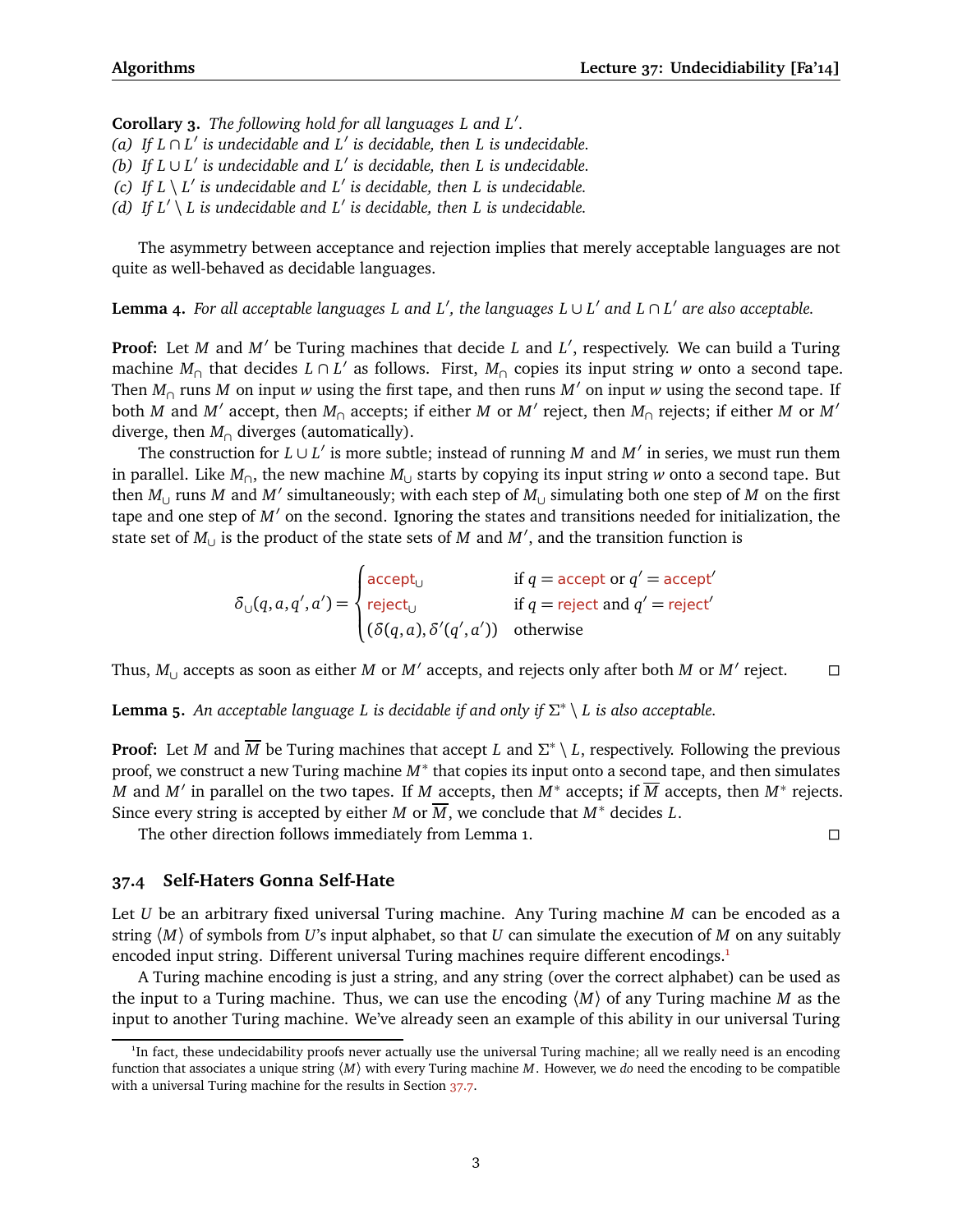**Corollary 3.** *The following hold for all languages $L$ and $L'$.*
*(a) If $L \cap L'$ is undecidable and $L'$ is decidable, then $L$ is undecidable.*
*(b) If $L \cup L'$ is undecidable and $L'$ is decidable, then $L$ is undecidable.*
*(c) If $L \setminus L'$ is undecidable and $L'$ is decidable, then $L$ is undecidable.*
*(d) If $L' \setminus L$ is undecidable and $L'$ is decidable, then $L$ is undecidable.*

The asymmetry between acceptance and rejection implies that merely acceptable languages are not quite as well-behaved as decidable languages.

**Lemma 4.** *For all acceptable languages $L$ and $L'$, the languages $L \cup L'$ and $L \cap L'$ are also acceptable.*

**Proof:** Let $M$ and $M'$ be Turing machines that decide $L$ and $L'$, respectively. We can build a Turing machine $M_\cap$ that decides $L \cap L'$ as follows. First, $M_\cap$ copies its input string $w$ onto a second tape. Then $M_\cap$ runs $M$ on input $w$ using the first tape, and then runs $M'$ on input $w$ using the second tape. If both $M$ and $M'$ accept, then $M_\cap$ accepts; if either $M$ or $M'$ reject, then $M_\cap$ rejects; if either $M$ or $M'$ diverge, then $M_\cap$ diverges (automatically).

The construction for $L \cup L'$ is more subtle; instead of running $M$ and $M'$ in series, we must run them in parallel. Like $M_\cap$, the new machine $M_\cup$ starts by copying its input string $w$ onto a second tape. But then $M_\cup$ runs $M$ and $M'$ simultaneously; with each step of $M_\cup$ simulating both one step of $M$ on the first tape and one step of $M'$ on the second. Ignoring the states and transitions needed for initialization, the state set of $M_\cup$ is the product of the state sets of $M$ and $M'$, and the transition function is

$$\delta_\cup(q, a, q', a') = \begin{cases} \mathsf{accept}_\cup & \text{if } q = \mathsf{accept} \text{ or } q' = \mathsf{accept}' \\ \mathsf{reject}_\cup & \text{if } q = \mathsf{reject} \text{ and } q' = \mathsf{reject}' \\ (\delta(q,a), \delta'(q',a')) & \text{otherwise} \end{cases}$$

Thus, $M_\cup$ accepts as soon as either $M$ or $M'$ accepts, and rejects only after both $M$ or $M'$ reject. □

**Lemma 5.** *An acceptable language $L$ is decidable if and only if $\Sigma^* \setminus L$ is also acceptable.*

**Proof:** Let $M$ and $\overline{M}$ be Turing machines that accept $L$ and $\Sigma^* \setminus L$, respectively. Following the previous proof, we construct a new Turing machine $M^*$ that copies its input onto a second tape, and then simulates $M$ and $M'$ in parallel on the two tapes. If $M$ accepts, then $M^*$ accepts; if $\overline{M}$ accepts, then $M^*$ rejects. Since every string is accepted by either $M$ or $\overline{M}$, we conclude that $M^*$ decides $L$.

The other direction follows immediately from Lemma 1. □

## 37.4 Self-Haters Gonna Self-Hate

Let $U$ be an arbitrary fixed universal Turing machine. Any Turing machine $M$ can be encoded as a string $\langle M \rangle$ of symbols from $U$'s input alphabet, so that $U$ can simulate the execution of $M$ on any suitably encoded input string. Different universal Turing machines require different encodings.[1]

A Turing machine encoding is just a string, and any string (over the correct alphabet) can be used as the input to a Turing machine. Thus, we can use the encoding $\langle M \rangle$ of any Turing machine $M$ as the input to another Turing machine. We've already seen an example of this ability in our universal Turing

[1] In fact, these undecidability proofs never actually use the universal Turing machine; all we really need is an encoding function that associates a unique string $\langle M \rangle$ with every Turing machine $M$. However, we *do* need the encoding to be compatible with a universal Turing machine for the results in Section 37.7.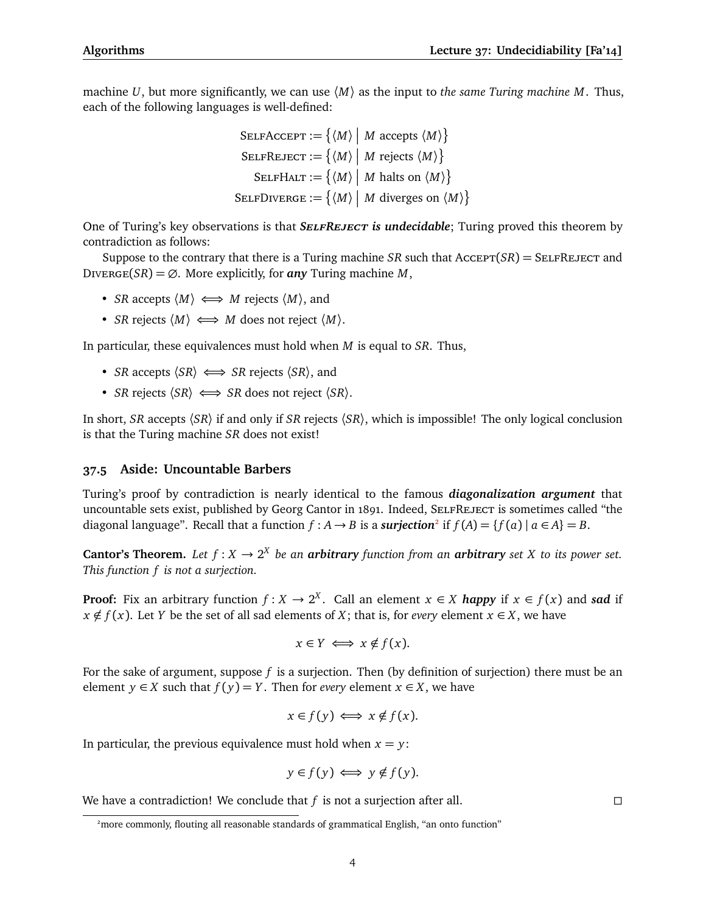machine $U$, but more significantly, we can use $\langle M \rangle$ as the input to *the same Turing machine $M$*. Thus, each of the following languages is well-defined:

$$\text{SelfAccept} := \{\langle M \rangle \mid M \text{ accepts } \langle M \rangle\}$$
$$\text{SelfReject} := \{\langle M \rangle \mid M \text{ rejects } \langle M \rangle\}$$
$$\text{SelfHalt} := \{\langle M \rangle \mid M \text{ halts on } \langle M \rangle\}$$
$$\text{SelfDiverge} := \{\langle M \rangle \mid M \text{ diverges on } \langle M \rangle\}$$

One of Turing's key observations is that ***SelfReject is undecidable***; Turing proved this theorem by contradiction as follows:

Suppose to the contrary that there is a Turing machine $SR$ such that $\text{Accept}(SR) = \text{SelfReject}$ and $\text{Diverge}(SR) = \varnothing$. More explicitly, for ***any*** Turing machine $M$,

- $SR$ accepts $\langle M \rangle \iff M$ rejects $\langle M \rangle$, and
- $SR$ rejects $\langle M \rangle \iff M$ does not reject $\langle M \rangle$.

In particular, these equivalences must hold when $M$ is equal to $SR$. Thus,

- $SR$ accepts $\langle SR \rangle \iff SR$ rejects $\langle SR \rangle$, and
- $SR$ rejects $\langle SR \rangle \iff SR$ does not reject $\langle SR \rangle$.

In short, $SR$ accepts $\langle SR \rangle$ if and only if $SR$ rejects $\langle SR \rangle$, which is impossible! The only logical conclusion is that the Turing machine $SR$ does not exist!

## 37.5 Aside: Uncountable Barbers

Turing's proof by contradiction is nearly identical to the famous ***diagonalization argument*** that uncountable sets exist, published by Georg Cantor in 1891. Indeed, SelfReject is sometimes called "the diagonal language". Recall that a function $f : A \to B$ is a ***surjection***[2] if $f(A) = \{f(a) \mid a \in A\} = B$.

**Cantor's Theorem.** *Let $f : X \to 2^X$ be an **arbitrary** function from an **arbitrary** set $X$ to its power set. This function $f$ is not a surjection.*

**Proof:** Fix an arbitrary function $f : X \to 2^X$. Call an element $x \in X$ ***happy*** if $x \in f(x)$ and ***sad*** if $x \notin f(x)$. Let $Y$ be the set of all sad elements of $X$; that is, for *every* element $x \in X$, we have

$$x \in Y \iff x \notin f(x).$$

For the sake of argument, suppose $f$ is a surjection. Then (by definition of surjection) there must be an element $y \in X$ such that $f(y) = Y$. Then for *every* element $x \in X$, we have

$$x \in f(y) \iff x \notin f(x).$$

In particular, the previous equivalence must hold when $x = y$:

$$y \in f(y) \iff y \notin f(y).$$

We have a contradiction! We conclude that $f$ is not a surjection after all. □

[2] more commonly, flouting all reasonable standards of grammatical English, "an onto function"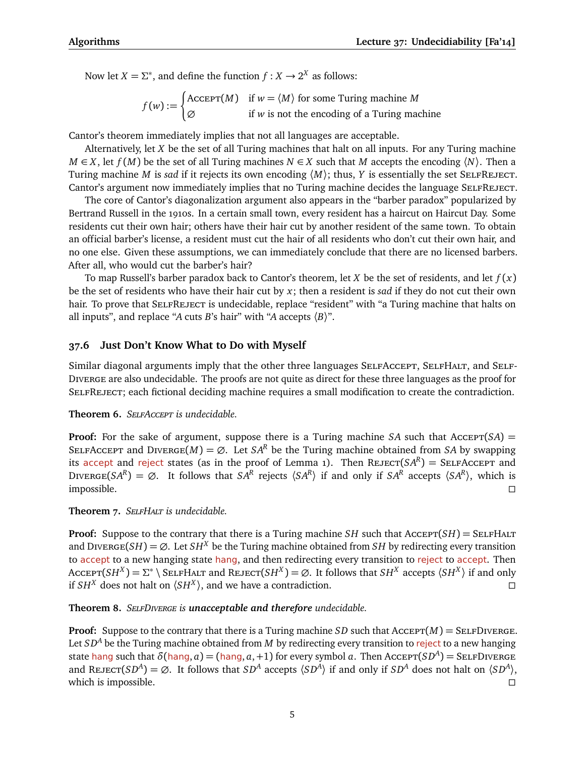Now let $X = \Sigma^*$, and define the function $f : X \to 2^X$ as follows:

$$f(w) := \begin{cases} \textsc{Accept}(M) & \text{if } w = \langle M \rangle \text{ for some Turing machine } M \\ \varnothing & \text{if } w \text{ is not the encoding of a Turing machine} \end{cases}$$

Cantor's theorem immediately implies that not all languages are acceptable.

Alternatively, let $X$ be the set of all Turing machines that halt on all inputs. For any Turing machine $M \in X$, let $f(M)$ be the set of all Turing machines $N \in X$ such that $M$ accepts the encoding $\langle N \rangle$. Then a Turing machine $M$ is *sad* if it rejects its own encoding $\langle M \rangle$; thus, $Y$ is essentially the set SelfReject. Cantor's argument now immediately implies that no Turing machine decides the language SelfReject.

The core of Cantor's diagonalization argument also appears in the "barber paradox" popularized by Bertrand Russell in the 1910s. In a certain small town, every resident has a haircut on Haircut Day. Some residents cut their own hair; others have their hair cut by another resident of the same town. To obtain an official barber's license, a resident must cut the hair of all residents who don't cut their own hair, and no one else. Given these assumptions, we can immediately conclude that there are no licensed barbers. After all, who would cut the barber's hair?

To map Russell's barber paradox back to Cantor's theorem, let $X$ be the set of residents, and let $f(x)$ be the set of residents who have their hair cut by $x$; then a resident is *sad* if they do not cut their own hair. To prove that SelfReject is undecidable, replace "resident" with "a Turing machine that halts on all inputs", and replace "$A$ cuts $B$'s hair" with "$A$ accepts $\langle B \rangle$".

## 37.6 Just Don't Know What to Do with Myself

Similar diagonal arguments imply that the other three languages SelfAccept, SelfHalt, and SelfDiverge are also undecidable. The proofs are not quite as direct for these three languages as the proof for SelfReject; each fictional deciding machine requires a small modification to create the contradiction.

**Theorem 6.** *SelfAccept is undecidable.*

**Proof:** For the sake of argument, suppose there is a Turing machine $SA$ such that $\textsc{Accept}(SA) = $ SelfAccept and $\textsc{Diverge}(M) = \varnothing$. Let $SA^R$ be the Turing machine obtained from $SA$ by swapping its accept and reject states (as in the proof of Lemma 1). Then $\textsc{Reject}(SA^R) = $ SelfAccept and $\textsc{Diverge}(SA^R) = \varnothing$. It follows that $SA^R$ rejects $\langle SA^R \rangle$ if and only if $SA^R$ accepts $\langle SA^R \rangle$, which is impossible. □

**Theorem 7.** *SelfHalt is undecidable.*

**Proof:** Suppose to the contrary that there is a Turing machine $SH$ such that $\textsc{Accept}(SH) = $ SelfHalt and $\textsc{Diverge}(SH) = \varnothing$. Let $SH^X$ be the Turing machine obtained from $SH$ by redirecting every transition to accept to a new hanging state hang, and then redirecting every transition to reject to accept. Then $\textsc{Accept}(SH^X) = \Sigma^* \setminus$ SelfHalt and $\textsc{Reject}(SH^X) = \varnothing$. It follows that $SH^X$ accepts $\langle SH^X \rangle$ if and only if $SH^X$ does not halt on $\langle SH^X \rangle$, and we have a contradiction. □

**Theorem 8.** *SelfDiverge is **unacceptable and therefore** undecidable.*

**Proof:** Suppose to the contrary that there is a Turing machine $SD$ such that $\textsc{Accept}(M) = $ SelfDiverge. Let $SD^A$ be the Turing machine obtained from $M$ by redirecting every transition to reject to a new hanging state hang such that $\delta(\text{hang}, a) = (\text{hang}, a, +1)$ for every symbol $a$. Then $\textsc{Accept}(SD^A) = $ SelfDiverge and $\textsc{Reject}(SD^A) = \varnothing$. It follows that $SD^A$ accepts $\langle SD^A \rangle$ if and only if $SD^A$ does not halt on $\langle SD^A \rangle$, which is impossible. □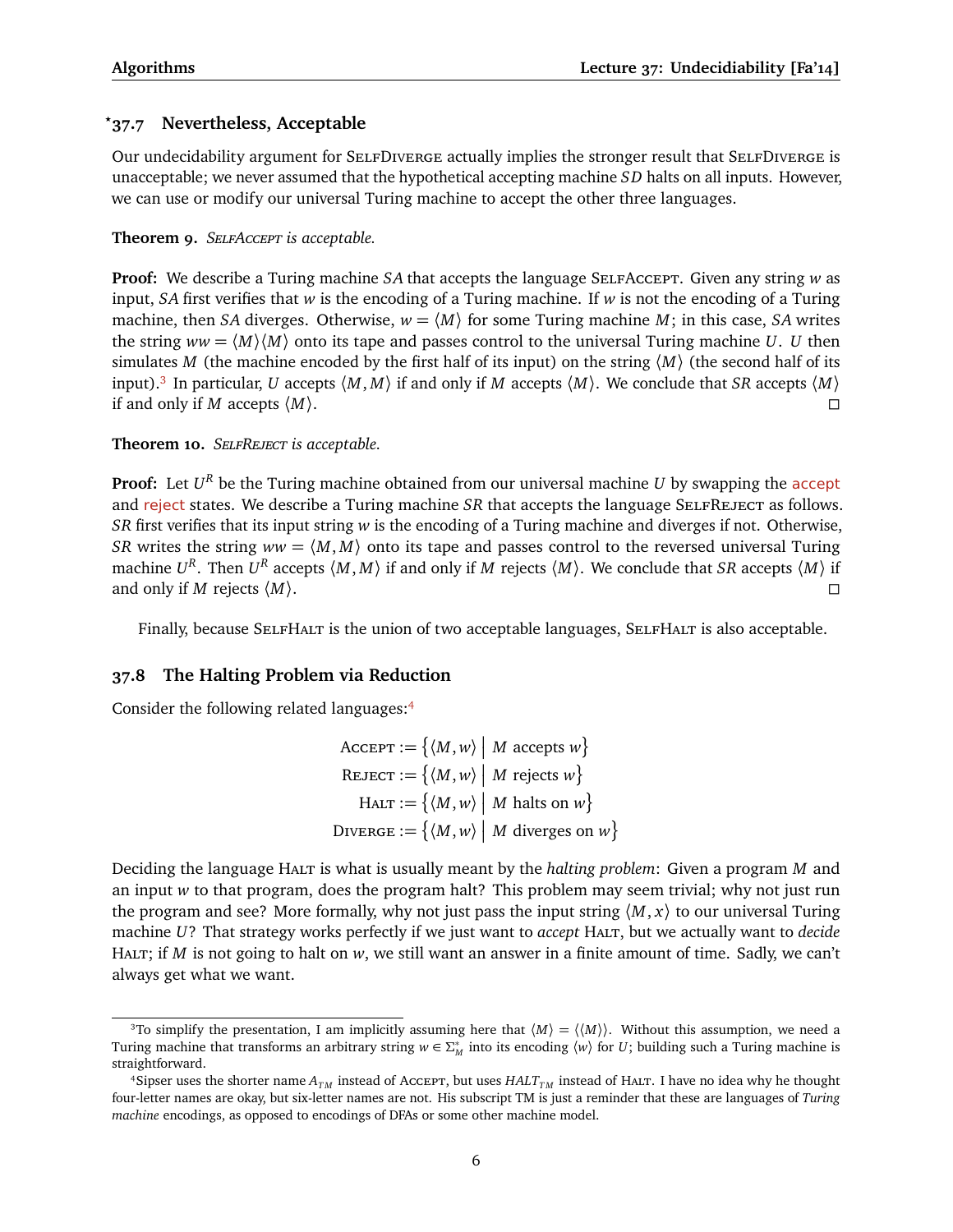## *37.7 Nevertheless, Acceptable

Our undecidability argument for SELFDIVERGE actually implies the stronger result that SELFDIVERGE is unacceptable; we never assumed that the hypothetical accepting machine $SD$ halts on all inputs. However, we can use or modify our universal Turing machine to accept the other three languages.

**Theorem 9.** *SELFACCEPT is acceptable.*

**Proof:** We describe a Turing machine $SA$ that accepts the language SELFACCEPT. Given any string $w$ as input, $SA$ first verifies that $w$ is the encoding of a Turing machine. If $w$ is not the encoding of a Turing machine, then $SA$ diverges. Otherwise, $w = \langle M \rangle$ for some Turing machine $M$; in this case, $SA$ writes the string $ww = \langle M \rangle \langle M \rangle$ onto its tape and passes control to the universal Turing machine $U$. $U$ then simulates $M$ (the machine encoded by the first half of its input) on the string $\langle M \rangle$ (the second half of its input).[3] In particular, $U$ accepts $\langle M, M \rangle$ if and only if $M$ accepts $\langle M \rangle$. We conclude that $SR$ accepts $\langle M \rangle$ if and only if $M$ accepts $\langle M \rangle$. □

**Theorem 10.** *SELFREJECT is acceptable.*

**Proof:** Let $U^R$ be the Turing machine obtained from our universal machine $U$ by swapping the accept and reject states. We describe a Turing machine $SR$ that accepts the language SELFREJECT as follows. $SR$ first verifies that its input string $w$ is the encoding of a Turing machine and diverges if not. Otherwise, $SR$ writes the string $ww = \langle M, M \rangle$ onto its tape and passes control to the reversed universal Turing machine $U^R$. Then $U^R$ accepts $\langle M, M \rangle$ if and only if $M$ rejects $\langle M \rangle$. We conclude that $SR$ accepts $\langle M \rangle$ if and only if $M$ rejects $\langle M \rangle$. □

Finally, because SELFHALT is the union of two acceptable languages, SELFHALT is also acceptable.

## 37.8 The Halting Problem via Reduction

Consider the following related languages:[4]

$$\begin{aligned}
\text{ACCEPT} &:= \{\langle M, w \rangle \mid M \text{ accepts } w\} \\
\text{REJECT} &:= \{\langle M, w \rangle \mid M \text{ rejects } w\} \\
\text{HALT} &:= \{\langle M, w \rangle \mid M \text{ halts on } w\} \\
\text{DIVERGE} &:= \{\langle M, w \rangle \mid M \text{ diverges on } w\}
\end{aligned}$$

Deciding the language HALT is what is usually meant by the *halting problem*: Given a program $M$ and an input $w$ to that program, does the program halt? This problem may seem trivial; why not just run the program and see? More formally, why not just pass the input string $\langle M, x \rangle$ to our universal Turing machine $U$? That strategy works perfectly if we just want to *accept* HALT, but we actually want to *decide* HALT; if $M$ is not going to halt on $w$, we still want an answer in a finite amount of time. Sadly, we can't always get what we want.

---

[3] To simplify the presentation, I am implicitly assuming here that $\langle M \rangle = \langle \langle M \rangle \rangle$. Without this assumption, we need a Turing machine that transforms an arbitrary string $w \in \Sigma_M^*$ into its encoding $\langle w \rangle$ for $U$; building such a Turing machine is straightforward.

[4] Sipser uses the shorter name $A_{TM}$ instead of ACCEPT, but uses $HALT_{TM}$ instead of HALT. I have no idea why he thought four-letter names are okay, but six-letter names are not. His subscript TM is just a reminder that these are languages of *Turing machine* encodings, as opposed to encodings of DFAs or some other machine model.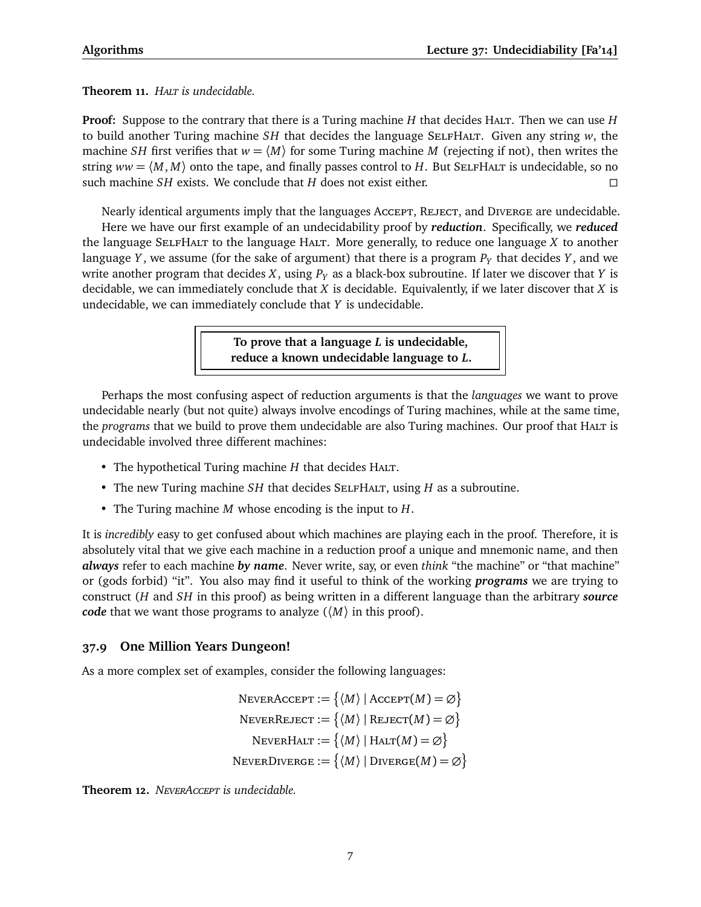**Theorem 11.** *Halt is undecidable.*

**Proof:** Suppose to the contrary that there is a Turing machine $H$ that decides Halt. Then we can use $H$ to build another Turing machine $SH$ that decides the language SelfHalt. Given any string $w$, the machine $SH$ first verifies that $w = \langle M \rangle$ for some Turing machine $M$ (rejecting if not), then writes the string $ww = \langle M, M \rangle$ onto the tape, and finally passes control to $H$. But SelfHalt is undecidable, so no such machine $SH$ exists. We conclude that $H$ does not exist either. □

Nearly identical arguments imply that the languages Accept, Reject, and Diverge are undecidable.

Here we have our first example of an undecidability proof by ***reduction***. Specifically, we ***reduced*** the language SelfHalt to the language Halt. More generally, to reduce one language $X$ to another language $Y$, we assume (for the sake of argument) that there is a program $P_Y$ that decides $Y$, and we write another program that decides $X$, using $P_Y$ as a black-box subroutine. If later we discover that $Y$ is decidable, we can immediately conclude that $X$ is decidable. Equivalently, if we later discover that $X$ is undecidable, we can immediately conclude that $Y$ is undecidable.

**To prove that a language *L* is undecidable,**
**reduce a known undecidable language to *L*.**

Perhaps the most confusing aspect of reduction arguments is that the *languages* we want to prove undecidable nearly (but not quite) always involve encodings of Turing machines, while at the same time, the *programs* that we build to prove them undecidable are also Turing machines. Our proof that Halt is undecidable involved three different machines:

- The hypothetical Turing machine $H$ that decides Halt.
- The new Turing machine $SH$ that decides SelfHalt, using $H$ as a subroutine.
- The Turing machine $M$ whose encoding is the input to $H$.

It is *incredibly* easy to get confused about which machines are playing each in the proof. Therefore, it is absolutely vital that we give each machine in a reduction proof a unique and mnemonic name, and then ***always*** refer to each machine ***by name***. Never write, say, or even *think* "the machine" or "that machine" or (gods forbid) "it". You also may find it useful to think of the working ***programs*** we are trying to construct ($H$ and $SH$ in this proof) as being written in a different language than the arbitrary ***source code*** that we want those programs to analyze ($\langle M \rangle$ in this proof).

## 37.9 One Million Years Dungeon!

As a more complex set of examples, consider the following languages:

$$\text{NeverAccept} := \left\{ \langle M \rangle \mid \text{Accept}(M) = \varnothing \right\}$$
$$\text{NeverReject} := \left\{ \langle M \rangle \mid \text{Reject}(M) = \varnothing \right\}$$
$$\text{NeverHalt} := \left\{ \langle M \rangle \mid \text{Halt}(M) = \varnothing \right\}$$
$$\text{NeverDiverge} := \left\{ \langle M \rangle \mid \text{Diverge}(M) = \varnothing \right\}$$

**Theorem 12.** *NeverAccept is undecidable.*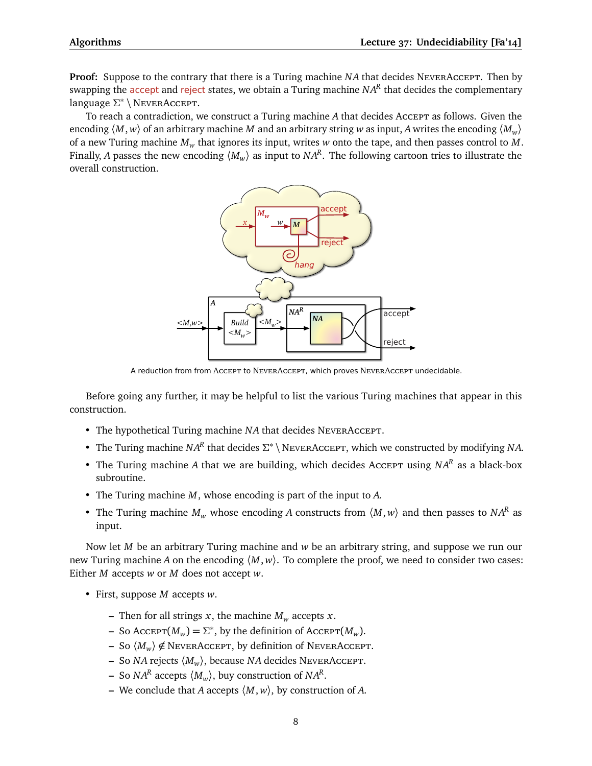**Proof:** Suppose to the contrary that there is a Turing machine $NA$ that decides NeverAccept. Then by swapping the accept and reject states, we obtain a Turing machine $NA^R$ that decides the complementary language $\Sigma^* \setminus$ NeverAccept.

To reach a contradiction, we construct a Turing machine $A$ that decides Accept as follows. Given the encoding $\langle M, w\rangle$ of an arbitrary machine $M$ and an arbitrary string $w$ as input, $A$ writes the encoding $\langle M_w \rangle$ of a new Turing machine $M_w$ that ignores its input, writes $w$ onto the tape, and then passes control to $M$. Finally, $A$ passes the new encoding $\langle M_w \rangle$ as input to $NA^R$. The following cartoon tries to illustrate the overall construction.

A reduction from from Accept to NeverAccept, which proves NeverAccept undecidable.

Before going any further, it may be helpful to list the various Turing machines that appear in this construction.

- The hypothetical Turing machine $NA$ that decides NeverAccept.
- The Turing machine $NA^R$ that decides $\Sigma^* \setminus$ NeverAccept, which we constructed by modifying $NA$.
- The Turing machine $A$ that we are building, which decides Accept using $NA^R$ as a black-box subroutine.
- The Turing machine $M$, whose encoding is part of the input to $A$.
- The Turing machine $M_w$ whose encoding $A$ constructs from $\langle M, w\rangle$ and then passes to $NA^R$ as input.

Now let $M$ be an arbitrary Turing machine and $w$ be an arbitrary string, and suppose we run our new Turing machine $A$ on the encoding $\langle M, w\rangle$. To complete the proof, we need to consider two cases: Either $M$ accepts $w$ or $M$ does not accept $w$.

- First, suppose $M$ accepts $w$.
  - Then for all strings $x$, the machine $M_w$ accepts $x$.
  - So Accept$(M_w) = \Sigma^*$, by the definition of Accept$(M_w)$.
  - So $\langle M_w \rangle \notin$ NeverAccept, by definition of NeverAccept.
  - So $NA$ rejects $\langle M_w \rangle$, because $NA$ decides NeverAccept.
  - So $NA^R$ accepts $\langle M_w \rangle$, buy construction of $NA^R$.
  - We conclude that $A$ accepts $\langle M, w\rangle$, by construction of $A$.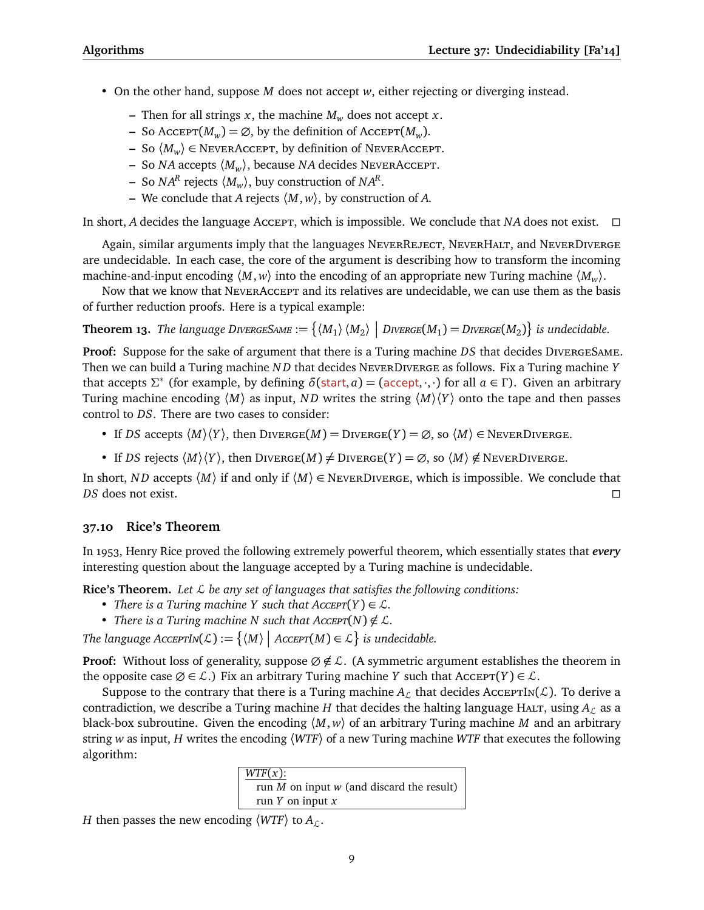- On the other hand, suppose $M$ does not accept $w$, either rejecting or diverging instead.
  - Then for all strings $x$, the machine $M_w$ does not accept $x$.
  - So $\text{Accept}(M_w) = \varnothing$, by the definition of $\text{Accept}(M_w)$.
  - So $\langle M_w \rangle \in \text{NeverAccept}$, by definition of NeverAccept.
  - So $NA$ accepts $\langle M_w \rangle$, because $NA$ decides NeverAccept.
  - So $NA^R$ rejects $\langle M_w \rangle$, buy construction of $NA^R$.
  - We conclude that $A$ rejects $\langle M, w \rangle$, by construction of $A$.

In short, $A$ decides the language Accept, which is impossible. We conclude that $NA$ does not exist. □

Again, similar arguments imply that the languages NeverReject, NeverHalt, and NeverDiverge are undecidable. In each case, the core of the argument is describing how to transform the incoming machine-and-input encoding $\langle M, w \rangle$ into the encoding of an appropriate new Turing machine $\langle M_w \rangle$.

Now that we know that NeverAccept and its relatives are undecidable, we can use them as the basis of further reduction proofs. Here is a typical example:

**Theorem 13.** *The language* $\text{DivergeSame} := \{\langle M_1 \rangle \langle M_2 \rangle \mid \text{Diverge}(M_1) = \text{Diverge}(M_2)\}$ *is undecidable.*

**Proof:** Suppose for the sake of argument that there is a Turing machine $DS$ that decides DivergeSame. Then we can build a Turing machine $ND$ that decides NeverDiverge as follows. Fix a Turing machine $Y$ that accepts $\Sigma^*$ (for example, by defining $\delta(\text{start}, a) = (\text{accept}, \cdot, \cdot)$ for all $a \in \Gamma$). Given an arbitrary Turing machine encoding $\langle M \rangle$ as input, $ND$ writes the string $\langle M \rangle \langle Y \rangle$ onto the tape and then passes control to $DS$. There are two cases to consider:

- If $DS$ accepts $\langle M \rangle \langle Y \rangle$, then $\text{Diverge}(M) = \text{Diverge}(Y) = \varnothing$, so $\langle M \rangle \in \text{NeverDiverge}$.
- If $DS$ rejects $\langle M \rangle \langle Y \rangle$, then $\text{Diverge}(M) \neq \text{Diverge}(Y) = \varnothing$, so $\langle M \rangle \notin \text{NeverDiverge}$.

In short, $ND$ accepts $\langle M \rangle$ if and only if $\langle M \rangle \in \text{NeverDiverge}$, which is impossible. We conclude that $DS$ does not exist. □

## 37.10 Rice's Theorem

In 1953, Henry Rice proved the following extremely powerful theorem, which essentially states that ***every*** interesting question about the language accepted by a Turing machine is undecidable.

**Rice's Theorem.** *Let $\mathcal{L}$ be any set of languages that satisfies the following conditions:*

- *There is a Turing machine $Y$ such that $\text{Accept}(Y) \in \mathcal{L}$.*
- *There is a Turing machine $N$ such that $\text{Accept}(N) \notin \mathcal{L}$.*

*The language* $\text{AcceptIn}(\mathcal{L}) := \{\langle M \rangle \mid \text{Accept}(M) \in \mathcal{L}\}$ *is undecidable.*

**Proof:** Without loss of generality, suppose $\varnothing \notin \mathcal{L}$. (A symmetric argument establishes the theorem in the opposite case $\varnothing \in \mathcal{L}$.) Fix an arbitrary Turing machine $Y$ such that $\text{Accept}(Y) \in \mathcal{L}$.

Suppose to the contrary that there is a Turing machine $A_{\mathcal{L}}$ that decides $\text{AcceptIn}(\mathcal{L})$. To derive a contradiction, we describe a Turing machine $H$ that decides the halting language Halt, using $A_{\mathcal{L}}$ as a black-box subroutine. Given the encoding $\langle M, w \rangle$ of an arbitrary Turing machine $M$ and an arbitrary string $w$ as input, $H$ writes the encoding $\langle WTF \rangle$ of a new Turing machine $WTF$ that executes the following algorithm:

```
WTF(x):
  run M on input w (and discard the result)
  run Y on input x
```

$H$ then passes the new encoding $\langle WTF \rangle$ to $A_{\mathcal{L}}$.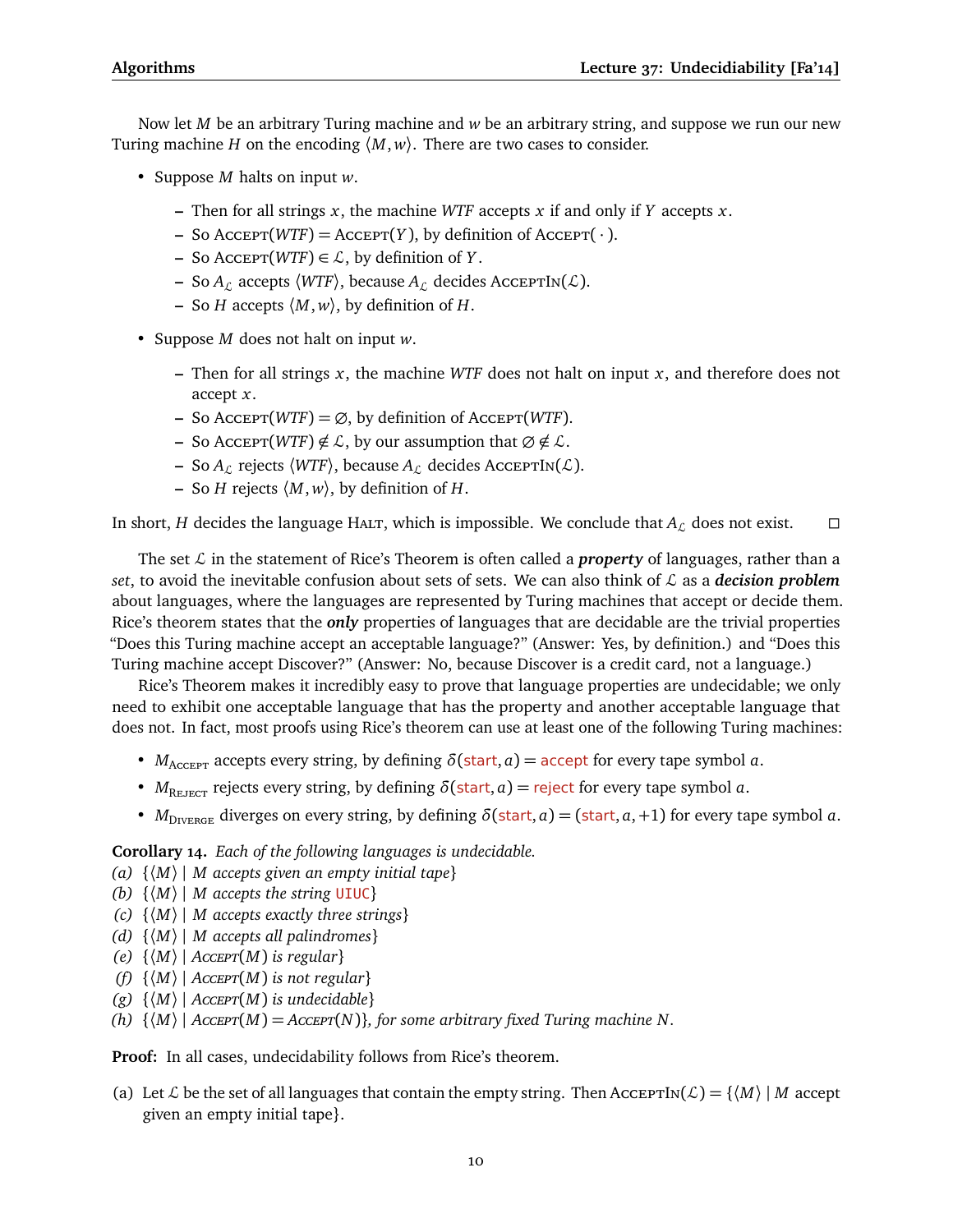Now let $M$ be an arbitrary Turing machine and $w$ be an arbitrary string, and suppose we run our new Turing machine $H$ on the encoding $\langle M, w\rangle$. There are two cases to consider.

- Suppose $M$ halts on input $w$.
  - Then for all strings $x$, the machine *WTF* accepts $x$ if and only if $Y$ accepts $x$.
  - So $\text{Accept}(\mathit{WTF}) = \text{Accept}(Y)$, by definition of $\text{Accept}(\,\cdot\,)$.
  - So $\text{Accept}(\mathit{WTF}) \in \mathcal{L}$, by definition of $Y$.
  - So $A_\mathcal{L}$ accepts $\langle \mathit{WTF}\rangle$, because $A_\mathcal{L}$ decides $\text{AcceptIn}(\mathcal{L})$.
  - So $H$ accepts $\langle M, w\rangle$, by definition of $H$.
- Suppose $M$ does not halt on input $w$.
  - Then for all strings $x$, the machine *WTF* does not halt on input $x$, and therefore does not accept $x$.
  - So $\text{Accept}(\mathit{WTF}) = \varnothing$, by definition of $\text{Accept}(\mathit{WTF})$.
  - So $\text{Accept}(\mathit{WTF}) \notin \mathcal{L}$, by our assumption that $\varnothing \notin \mathcal{L}$.
  - So $A_\mathcal{L}$ rejects $\langle \mathit{WTF}\rangle$, because $A_\mathcal{L}$ decides $\text{AcceptIn}(\mathcal{L})$.
  - So $H$ rejects $\langle M, w\rangle$, by definition of $H$.

In short, $H$ decides the language Halt, which is impossible. We conclude that $A_\mathcal{L}$ does not exist. □

The set $\mathcal{L}$ in the statement of Rice's Theorem is often called a ***property*** of languages, rather than a *set*, to avoid the inevitable confusion about sets of sets. We can also think of $\mathcal{L}$ as a ***decision problem*** about languages, where the languages are represented by Turing machines that accept or decide them. Rice's theorem states that the ***only*** properties of languages that are decidable are the trivial properties "Does this Turing machine accept an acceptable language?" (Answer: Yes, by definition.) and "Does this Turing machine accept Discover?" (Answer: No, because Discover is a credit card, not a language.)

Rice's Theorem makes it incredibly easy to prove that language properties are undecidable; we only need to exhibit one acceptable language that has the property and another acceptable language that does not. In fact, most proofs using Rice's theorem can use at least one of the following Turing machines:

- $M_{\text{Accept}}$ accepts every string, by defining $\delta(\text{start}, a) = \text{accept}$ for every tape symbol $a$.
- $M_{\text{Reject}}$ rejects every string, by defining $\delta(\text{start}, a) = \text{reject}$ for every tape symbol $a$.
- $M_{\text{Diverge}}$ diverges on every string, by defining $\delta(\text{start}, a) = (\text{start}, a, +1)$ for every tape symbol $a$.

**Corollary 14.** *Each of the following languages is undecidable.*

*(a)* $\{\langle M\rangle \mid M$ *accepts given an empty initial tape*$\}$
*(b)* $\{\langle M\rangle \mid M$ *accepts the string* `UIUC`$\}$
*(c)* $\{\langle M\rangle \mid M$ *accepts exactly three strings*$\}$
*(d)* $\{\langle M\rangle \mid M$ *accepts all palindromes*$\}$
*(e)* $\{\langle M\rangle \mid \text{Accept}(M)$ *is regular*$\}$
*(f)* $\{\langle M\rangle \mid \text{Accept}(M)$ *is not regular*$\}$
*(g)* $\{\langle M\rangle \mid \text{Accept}(M)$ *is undecidable*$\}$
*(h)* $\{\langle M\rangle \mid \text{Accept}(M) = \text{Accept}(N)\}$*, for some arbitrary fixed Turing machine* $N$.

**Proof:** In all cases, undecidability follows from Rice's theorem.

(a) Let $\mathcal{L}$ be the set of all languages that contain the empty string. Then $\text{AcceptIn}(\mathcal{L}) = \{\langle M\rangle \mid M$ accept given an empty initial tape$\}$.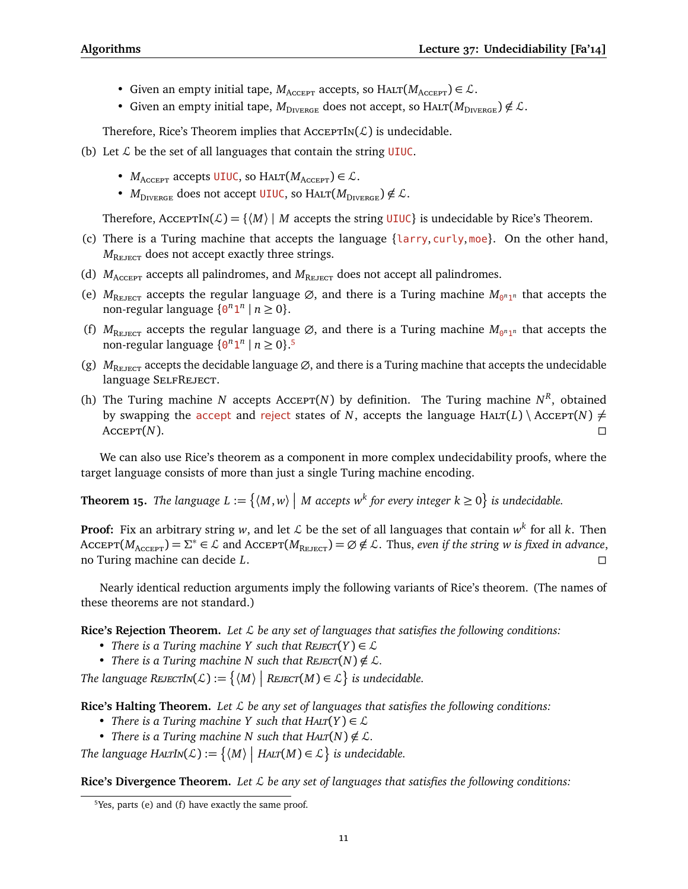- Given an empty initial tape, $M_{\text{ACCEPT}}$ accepts, so $\text{HALT}(M_{\text{ACCEPT}}) \in \mathcal{L}$.
- Given an empty initial tape, $M_{\text{DIVERGE}}$ does not accept, so $\text{HALT}(M_{\text{DIVERGE}}) \notin \mathcal{L}$.

Therefore, Rice's Theorem implies that $\text{ACCEPTIN}(\mathcal{L})$ is undecidable.

(b) Let $\mathcal{L}$ be the set of all languages that contain the string UIUC.

- $M_{\text{ACCEPT}}$ accepts UIUC, so $\text{HALT}(M_{\text{ACCEPT}}) \in \mathcal{L}$.
- $M_{\text{DIVERGE}}$ does not accept UIUC, so $\text{HALT}(M_{\text{DIVERGE}}) \notin \mathcal{L}$.

Therefore, $\text{ACCEPTIN}(\mathcal{L}) = \{\langle M \rangle \mid M \text{ accepts the string UIUC}\}$ is undecidable by Rice's Theorem.

(c) There is a Turing machine that accepts the language {larry, curly, moe}. On the other hand, $M_{\text{REJECT}}$ does not accept exactly three strings.

(d) $M_{\text{ACCEPT}}$ accepts all palindromes, and $M_{\text{REJECT}}$ does not accept all palindromes.

(e) $M_{\text{REJECT}}$ accepts the regular language $\varnothing$, and there is a Turing machine $M_{0^n1^n}$ that accepts the non-regular language $\{0^n1^n \mid n \geq 0\}$.

(f) $M_{\text{REJECT}}$ accepts the regular language $\varnothing$, and there is a Turing machine $M_{0^n1^n}$ that accepts the non-regular language $\{0^n1^n \mid n \geq 0\}$.[5]

(g) $M_{\text{REJECT}}$ accepts the decidable language $\varnothing$, and there is a Turing machine that accepts the undecidable language SELFREJECT.

(h) The Turing machine $N$ accepts $\text{ACCEPT}(N)$ by definition. The Turing machine $N^R$, obtained by swapping the accept and reject states of $N$, accepts the language $\text{HALT}(L) \setminus \text{ACCEPT}(N) \neq \text{ACCEPT}(N)$. □

We can also use Rice's theorem as a component in more complex undecidability proofs, where the target language consists of more than just a single Turing machine encoding.

**Theorem 15.** *The language $L := \left\{\langle M, w \rangle \;\middle|\; M \text{ accepts } w^k \text{ for every integer } k \geq 0\right\}$ is undecidable.*

**Proof:** Fix an arbitrary string $w$, and let $\mathcal{L}$ be the set of all languages that contain $w^k$ for all $k$. Then $\text{ACCEPT}(M_{\text{ACCEPT}}) = \Sigma^* \in \mathcal{L}$ and $\text{ACCEPT}(M_{\text{REJECT}}) = \varnothing \notin \mathcal{L}$. Thus, *even if the string $w$ is fixed in advance*, no Turing machine can decide $L$. □

Nearly identical reduction arguments imply the following variants of Rice's theorem. (The names of these theorems are not standard.)

**Rice's Rejection Theorem.** *Let $\mathcal{L}$ be any set of languages that satisfies the following conditions:*

- *There is a Turing machine $Y$ such that $\text{REJECT}(Y) \in \mathcal{L}$*
- *There is a Turing machine $N$ such that $\text{REJECT}(N) \notin \mathcal{L}$.*

*The language $\text{REJECTIN}(\mathcal{L}) := \left\{\langle M \rangle \;\middle|\; \text{REJECT}(M) \in \mathcal{L}\right\}$ is undecidable.*

**Rice's Halting Theorem.** *Let $\mathcal{L}$ be any set of languages that satisfies the following conditions:*

- *There is a Turing machine $Y$ such that $\text{HALT}(Y) \in \mathcal{L}$*
- *There is a Turing machine $N$ such that $\text{HALT}(N) \notin \mathcal{L}$.*

*The language $\text{HALTIN}(\mathcal{L}) := \left\{\langle M \rangle \;\middle|\; \text{HALT}(M) \in \mathcal{L}\right\}$ is undecidable.*

**Rice's Divergence Theorem.** *Let $\mathcal{L}$ be any set of languages that satisfies the following conditions:*

---

[5] Yes, parts (e) and (f) have exactly the same proof.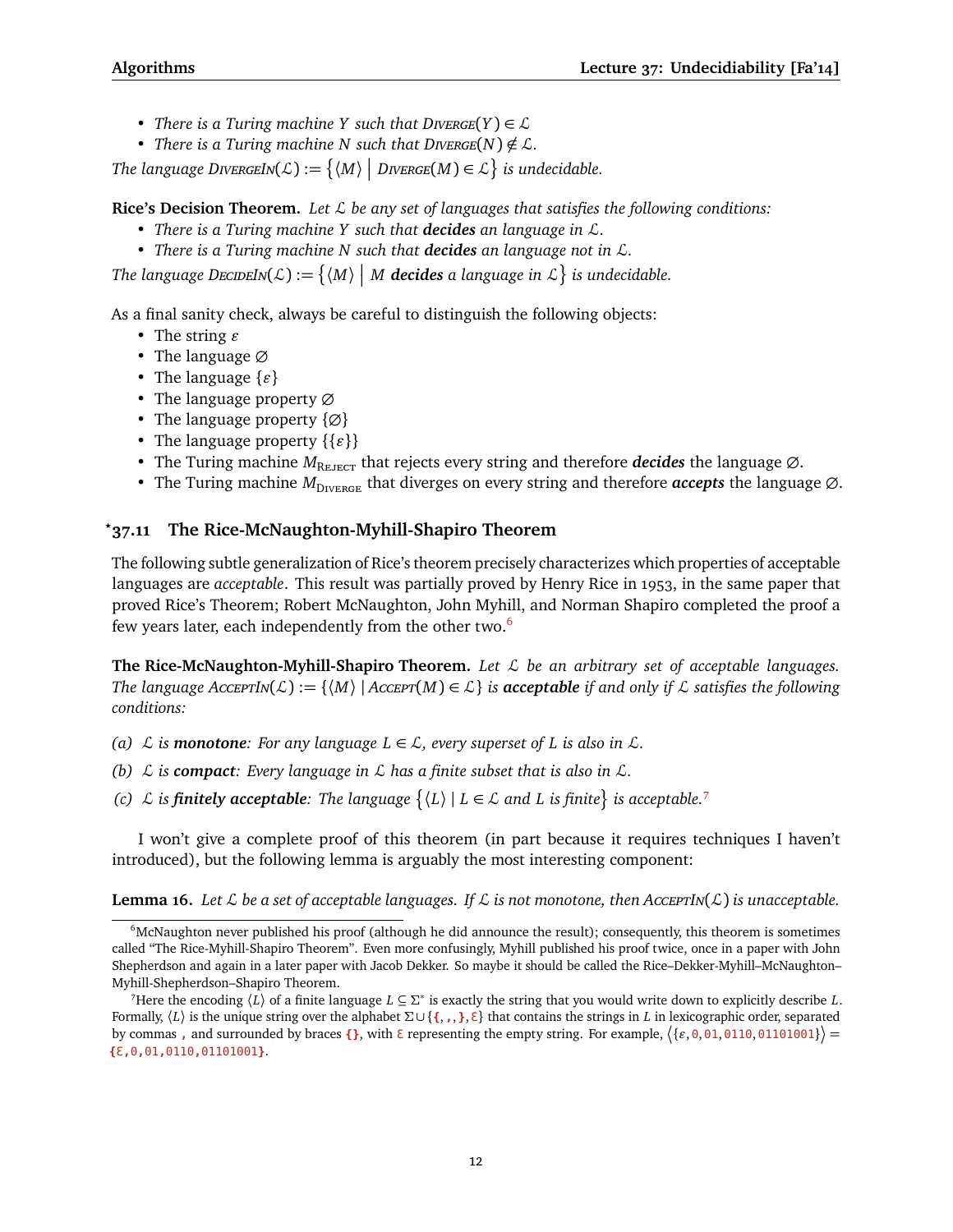- *There is a Turing machine $Y$ such that* Diverge$(Y) \in \mathcal{L}$.
- *There is a Turing machine $N$ such that* Diverge$(N) \notin \mathcal{L}$.

*The language* DivergeIn$(\mathcal{L}) := \{\langle M\rangle \mid$ Diverge$(M) \in \mathcal{L}\}$ *is undecidable.*

**Rice's Decision Theorem.** *Let $\mathcal{L}$ be any set of languages that satisfies the following conditions:*

- *There is a Turing machine $Y$ such that **decides** an language in $\mathcal{L}$.*
- *There is a Turing machine $N$ such that **decides** an language not in $\mathcal{L}$.*

*The language* DecideIn$(\mathcal{L}) := \{\langle M\rangle \mid M$ ***decides** a language in* $\mathcal{L}\}$ *is undecidable.*

As a final sanity check, always be careful to distinguish the following objects:

- The string $\varepsilon$
- The language $\varnothing$
- The language $\{\varepsilon\}$
- The language property $\varnothing$
- The language property $\{\varnothing\}$
- The language property $\{\{\varepsilon\}\}$
- The Turing machine $M_{\text{Reject}}$ that rejects every string and therefore ***decides*** the language $\varnothing$.
- The Turing machine $M_{\text{Diverge}}$ that diverges on every string and therefore ***accepts*** the language $\varnothing$.

## *37.11 The Rice-McNaughton-Myhill-Shapiro Theorem

The following subtle generalization of Rice's theorem precisely characterizes which properties of acceptable languages are *acceptable*. This result was partially proved by Henry Rice in 1953, in the same paper that proved Rice's Theorem; Robert McNaughton, John Myhill, and Norman Shapiro completed the proof a few years later, each independently from the other two.[6]

**The Rice-McNaughton-Myhill-Shapiro Theorem.** *Let $\mathcal{L}$ be an arbitrary set of acceptable languages. The language* AcceptIn$(\mathcal{L}) := \{\langle M\rangle \mid$ Accept$(M) \in \mathcal{L}\}$ *is **acceptable** if and only if $\mathcal{L}$ satisfies the following conditions:*

*(a) $\mathcal{L}$ is **monotone**: For any language $L \in \mathcal{L}$, every superset of $L$ is also in $\mathcal{L}$.*

*(b) $\mathcal{L}$ is **compact**: Every language in $\mathcal{L}$ has a finite subset that is also in $\mathcal{L}$.*

*(c) $\mathcal{L}$ is **finitely acceptable**: The language $\{\langle L\rangle \mid L \in \mathcal{L}$ and $L$ is finite$\}$ is acceptable.*[7]

I won't give a complete proof of this theorem (in part because it requires techniques I haven't introduced), but the following lemma is arguably the most interesting component:

**Lemma 16.** *Let $\mathcal{L}$ be a set of acceptable languages. If $\mathcal{L}$ is not monotone, then* AcceptIn$(\mathcal{L})$ *is unacceptable.*

---

[6] McNaughton never published his proof (although he did announce the result); consequently, this theorem is sometimes called "The Rice-Myhill-Shapiro Theorem". Even more confusingly, Myhill published his proof twice, once in a paper with John Shepherdson and again in a later paper with Jacob Dekker. So maybe it should be called the Rice–Dekker-Myhill–McNaughton–Myhill-Shepherdson–Shapiro Theorem.

[7] Here the encoding $\langle L\rangle$ of a finite language $L \subseteq \Sigma^*$ is exactly the string that you would write down to explicitly describe $L$. Formally, $\langle L\rangle$ is the unique string over the alphabet $\Sigma \cup \{$`{`, `,`, `}`, `ε`$\}$ that contains the strings in $L$ in lexicographic order, separated by commas `,` and surrounded by braces `{}`, with `ε` representing the empty string. For example, $\langle\{\varepsilon, 0, 01, 0110, 01101001\}\rangle =$ `{ε,0,01,0110,01101001}`.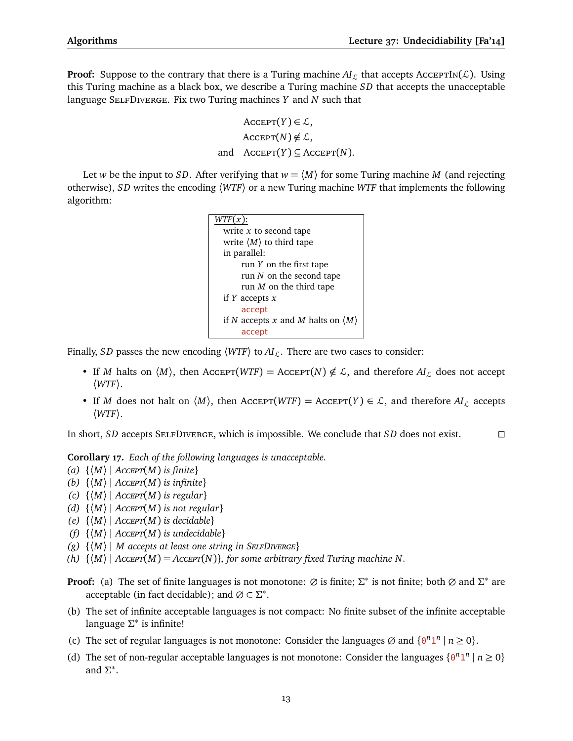**Proof:** Suppose to the contrary that there is a Turing machine $AI_\mathcal{L}$ that accepts AcceptIn($\mathcal{L}$). Using this Turing machine as a black box, we describe a Turing machine $SD$ that accepts the unacceptable language SelfDiverge. Fix two Turing machines $Y$ and $N$ such that

$$\begin{aligned} &\text{Accept}(Y) \in \mathcal{L}, \\ &\text{Accept}(N) \notin \mathcal{L}, \\ \text{and}\quad &\text{Accept}(Y) \subseteq \text{Accept}(N). \end{aligned}$$

Let $w$ be the input to $SD$. After verifying that $w = \langle M \rangle$ for some Turing machine $M$ (and rejecting otherwise), $SD$ writes the encoding $\langle WTF \rangle$ or a new Turing machine $WTF$ that implements the following algorithm:

```
WTF(x):
  write x to second tape
  write ⟨M⟩ to third tape
  in parallel:
      run Y on the first tape
      run N on the second tape
      run M on the third tape
  if Y accepts x
      accept
  if N accepts x and M halts on ⟨M⟩
      accept
```

Finally, $SD$ passes the new encoding $\langle WTF \rangle$ to $AI_\mathcal{L}$. There are two cases to consider:

- If $M$ halts on $\langle M \rangle$, then Accept($WTF$) = Accept($N$) $\notin \mathcal{L}$, and therefore $AI_\mathcal{L}$ does not accept $\langle WTF \rangle$.
- If $M$ does not halt on $\langle M \rangle$, then Accept($WTF$) = Accept($Y$) $\in \mathcal{L}$, and therefore $AI_\mathcal{L}$ accepts $\langle WTF \rangle$.

In short, $SD$ accepts SelfDiverge, which is impossible. We conclude that $SD$ does not exist. □

**Corollary 17.** *Each of the following languages is unacceptable.*

*(a)* $\{\langle M \rangle \mid$ *Accept*$(M)$ *is finite*$\}$
*(b)* $\{\langle M \rangle \mid$ *Accept*$(M)$ *is infinite*$\}$
*(c)* $\{\langle M \rangle \mid$ *Accept*$(M)$ *is regular*$\}$
*(d)* $\{\langle M \rangle \mid$ *Accept*$(M)$ *is not regular*$\}$
*(e)* $\{\langle M \rangle \mid$ *Accept*$(M)$ *is decidable*$\}$
*(f)* $\{\langle M \rangle \mid$ *Accept*$(M)$ *is undecidable*$\}$
*(g)* $\{\langle M \rangle \mid$ *$M$ accepts at least one string in SelfDiverge*$\}$
*(h)* $\{\langle M \rangle \mid$ *Accept*$(M) =$ *Accept*$(N)\}$*, for some arbitrary fixed Turing machine $N$.*

**Proof:** (a) The set of finite languages is not monotone: $\varnothing$ is finite; $\Sigma^*$ is not finite; both $\varnothing$ and $\Sigma^*$ are acceptable (in fact decidable); and $\varnothing \subset \Sigma^*$.

(b) The set of infinite acceptable languages is not compact: No finite subset of the infinite acceptable language $\Sigma^*$ is infinite!

(c) The set of regular languages is not monotone: Consider the languages $\varnothing$ and $\{0^n1^n \mid n \geq 0\}$.

(d) The set of non-regular acceptable languages is not monotone: Consider the languages $\{0^n1^n \mid n \geq 0\}$ and $\Sigma^*$.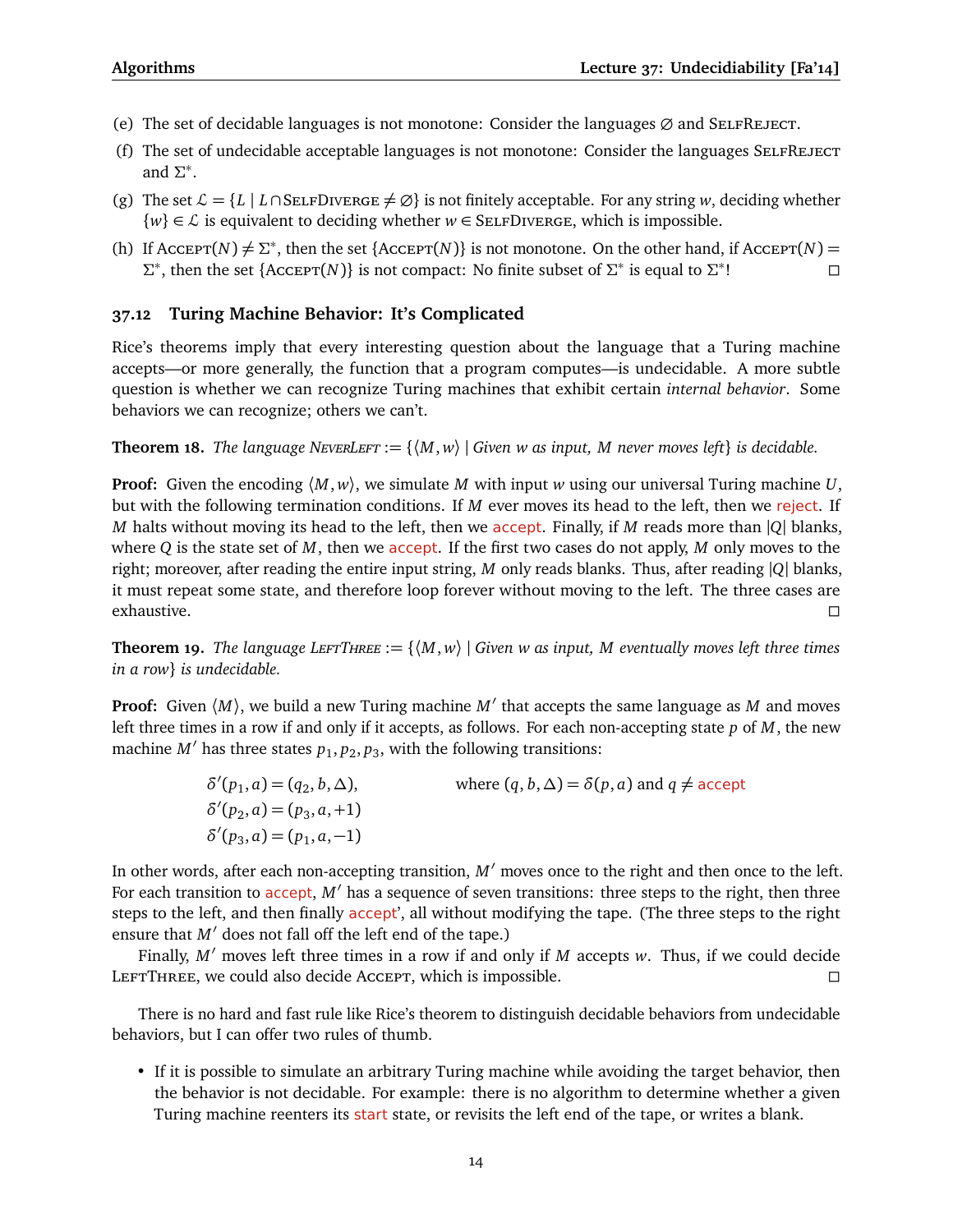(e) The set of decidable languages is not monotone: Consider the languages $\varnothing$ and SelfReject.

(f) The set of undecidable acceptable languages is not monotone: Consider the languages SelfReject and $\Sigma^*$.

(g) The set $\mathcal{L} = \{L \mid L \cap \text{SelfDiverge} \neq \varnothing\}$ is not finitely acceptable. For any string $w$, deciding whether $\{w\} \in \mathcal{L}$ is equivalent to deciding whether $w \in \text{SelfDiverge}$, which is impossible.

(h) If $\text{Accept}(N) \neq \Sigma^*$, then the set $\{\text{Accept}(N)\}$ is not monotone. On the other hand, if $\text{Accept}(N) = \Sigma^*$, then the set $\{\text{Accept}(N)\}$ is not compact: No finite subset of $\Sigma^*$ is equal to $\Sigma^*$! □

## 37.12 Turing Machine Behavior: It's Complicated

Rice's theorems imply that every interesting question about the language that a Turing machine accepts—or more generally, the function that a program computes—is undecidable. A more subtle question is whether we can recognize Turing machines that exhibit certain *internal behavior*. Some behaviors we can recognize; others we can't.

**Theorem 18.** *The language* NeverLeft $:= \{\langle M, w\rangle \mid$ *Given* $w$ *as input,* $M$ *never moves left*$\}$ *is decidable.*

**Proof:** Given the encoding $\langle M, w\rangle$, we simulate $M$ with input $w$ using our universal Turing machine $U$, but with the following termination conditions. If $M$ ever moves its head to the left, then we reject. If $M$ halts without moving its head to the left, then we accept. Finally, if $M$ reads more than $|Q|$ blanks, where $Q$ is the state set of $M$, then we accept. If the first two cases do not apply, $M$ only moves to the right; moreover, after reading the entire input string, $M$ only reads blanks. Thus, after reading $|Q|$ blanks, it must repeat some state, and therefore loop forever without moving to the left. The three cases are exhaustive. □

**Theorem 19.** *The language* LeftThree $:= \{\langle M, w\rangle \mid$ *Given* $w$ *as input,* $M$ *eventually moves left three times in a row*$\}$ *is undecidable.*

**Proof:** Given $\langle M\rangle$, we build a new Turing machine $M'$ that accepts the same language as $M$ and moves left three times in a row if and only if it accepts, as follows. For each non-accepting state $p$ of $M$, the new machine $M'$ has three states $p_1, p_2, p_3$, with the following transitions:

$$\begin{aligned}
\delta'(p_1, a) &= (q_2, b, \Delta), \qquad\qquad \text{where } (q, b, \Delta) = \delta(p, a) \text{ and } q \neq \text{accept}\\
\delta'(p_2, a) &= (p_3, a, +1)\\
\delta'(p_3, a) &= (p_1, a, -1)
\end{aligned}$$

In other words, after each non-accepting transition, $M'$ moves once to the right and then once to the left. For each transition to accept, $M'$ has a sequence of seven transitions: three steps to the right, then three steps to the left, and then finally accept', all without modifying the tape. (The three steps to the right ensure that $M'$ does not fall off the left end of the tape.)

Finally, $M'$ moves left three times in a row if and only if $M$ accepts $w$. Thus, if we could decide LeftThree, we could also decide Accept, which is impossible. □

There is no hard and fast rule like Rice's theorem to distinguish decidable behaviors from undecidable behaviors, but I can offer two rules of thumb.

- If it is possible to simulate an arbitrary Turing machine while avoiding the target behavior, then the behavior is not decidable. For example: there is no algorithm to determine whether a given Turing machine reenters its start state, or revisits the left end of the tape, or writes a blank.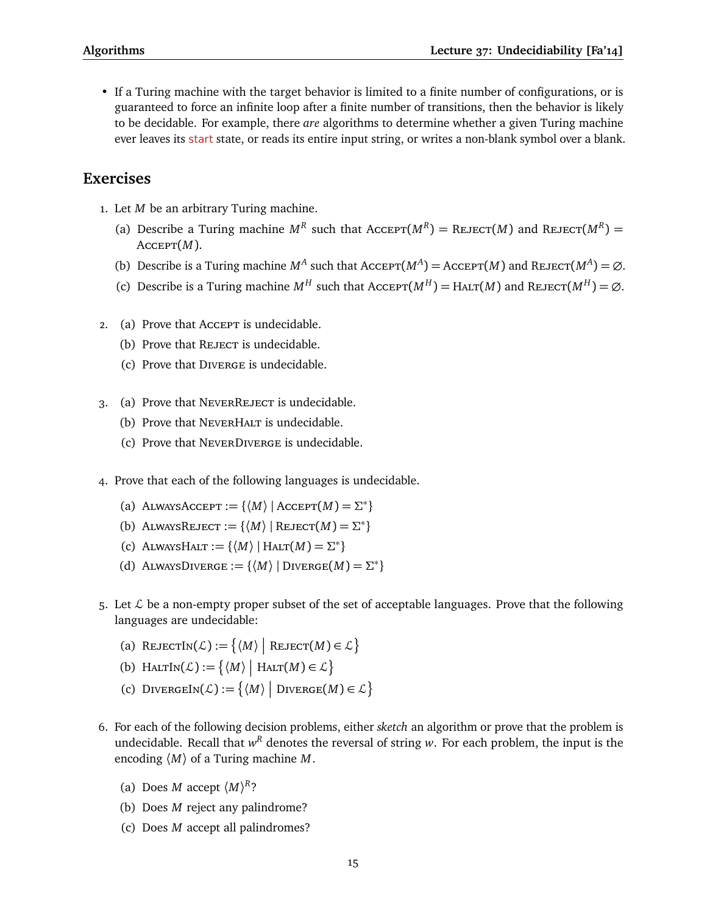- If a Turing machine with the target behavior is limited to a finite number of configurations, or is guaranteed to force an infinite loop after a finite number of transitions, then the behavior is likely to be decidable. For example, there *are* algorithms to determine whether a given Turing machine ever leaves its start state, or reads its entire input string, or writes a non-blank symbol over a blank.

## Exercises

1. Let $M$ be an arbitrary Turing machine.
   (a) Describe a Turing machine $M^R$ such that $\text{Accept}(M^R) = \text{Reject}(M)$ and $\text{Reject}(M^R) = \text{Accept}(M)$.
   (b) Describe is a Turing machine $M^A$ such that $\text{Accept}(M^A) = \text{Accept}(M)$ and $\text{Reject}(M^A) = \varnothing$.
   (c) Describe is a Turing machine $M^H$ such that $\text{Accept}(M^H) = \text{Halt}(M)$ and $\text{Reject}(M^H) = \varnothing$.

2. (a) Prove that Accept is undecidable.
   (b) Prove that Reject is undecidable.
   (c) Prove that Diverge is undecidable.

3. (a) Prove that NeverReject is undecidable.
   (b) Prove that NeverHalt is undecidable.
   (c) Prove that NeverDiverge is undecidable.

4. Prove that each of the following languages is undecidable.
   (a) $\text{AlwaysAccept} := \{\langle M \rangle \mid \text{Accept}(M) = \Sigma^*\}$
   (b) $\text{AlwaysReject} := \{\langle M \rangle \mid \text{Reject}(M) = \Sigma^*\}$
   (c) $\text{AlwaysHalt} := \{\langle M \rangle \mid \text{Halt}(M) = \Sigma^*\}$
   (d) $\text{AlwaysDiverge} := \{\langle M \rangle \mid \text{Diverge}(M) = \Sigma^*\}$

5. Let $\mathcal{L}$ be a non-empty proper subset of the set of acceptable languages. Prove that the following languages are undecidable:
   (a) $\text{RejectIn}(\mathcal{L}) := \big\{\langle M \rangle \bigm| \text{Reject}(M) \in \mathcal{L}\big\}$
   (b) $\text{HaltIn}(\mathcal{L}) := \big\{\langle M \rangle \bigm| \text{Halt}(M) \in \mathcal{L}\big\}$
   (c) $\text{DivergeIn}(\mathcal{L}) := \big\{\langle M \rangle \bigm| \text{Diverge}(M) \in \mathcal{L}\big\}$

6. For each of the following decision problems, either *sketch* an algorithm or prove that the problem is undecidable. Recall that $w^R$ denotes the reversal of string $w$. For each problem, the input is the encoding $\langle M \rangle$ of a Turing machine $M$.
   (a) Does $M$ accept $\langle M \rangle^R$?
   (b) Does $M$ reject any palindrome?
   (c) Does $M$ accept all palindromes?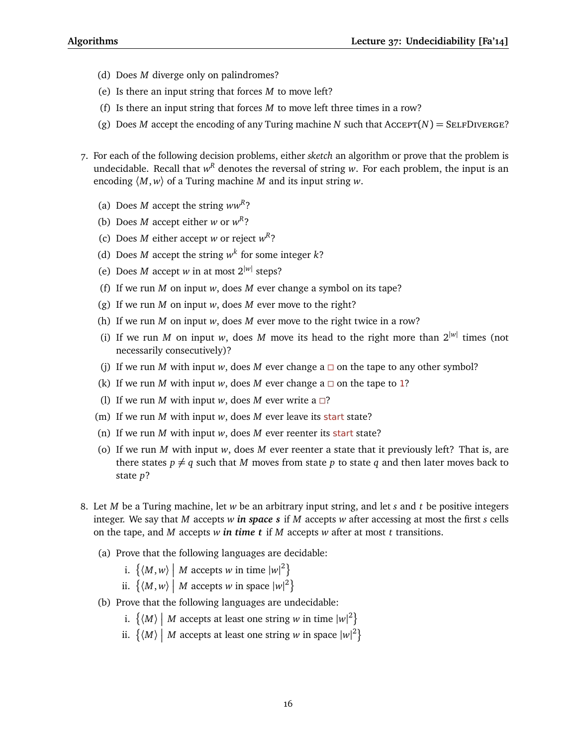(d) Does $M$ diverge only on palindromes?

(e) Is there an input string that forces $M$ to move left?

(f) Is there an input string that forces $M$ to move left three times in a row?

(g) Does $M$ accept the encoding of any Turing machine $N$ such that $\text{ACCEPT}(N) = \text{SELFDIVERGE}$?

7. For each of the following decision problems, either *sketch* an algorithm or prove that the problem is undecidable. Recall that $w^R$ denotes the reversal of string $w$. For each problem, the input is an encoding $\langle M, w \rangle$ of a Turing machine $M$ and its input string $w$.

   (a) Does $M$ accept the string $ww^R$?

   (b) Does $M$ accept either $w$ or $w^R$?

   (c) Does $M$ either accept $w$ or reject $w^R$?

   (d) Does $M$ accept the string $w^k$ for some integer $k$?

   (e) Does $M$ accept $w$ in at most $2^{|w|}$ steps?

   (f) If we run $M$ on input $w$, does $M$ ever change a symbol on its tape?

   (g) If we run $M$ on input $w$, does $M$ ever move to the right?

   (h) If we run $M$ on input $w$, does $M$ ever move to the right twice in a row?

   (i) If we run $M$ on input $w$, does $M$ move its head to the right more than $2^{|w|}$ times (not necessarily consecutively)?

   (j) If we run $M$ with input $w$, does $M$ ever change a $\square$ on the tape to any other symbol?

   (k) If we run $M$ with input $w$, does $M$ ever change a $\square$ on the tape to 1?

   (l) If we run $M$ with input $w$, does $M$ ever write a $\square$?

   (m) If we run $M$ with input $w$, does $M$ ever leave its start state?

   (n) If we run $M$ with input $w$, does $M$ ever reenter its start state?

   (o) If we run $M$ with input $w$, does $M$ ever reenter a state that it previously left? That is, are there states $p \neq q$ such that $M$ moves from state $p$ to state $q$ and then later moves back to state $p$?

8. Let $M$ be a Turing machine, let $w$ be an arbitrary input string, and let $s$ and $t$ be positive integers integer. We say that $M$ accepts $w$ ***in space s*** if $M$ accepts $w$ after accessing at most the first $s$ cells on the tape, and $M$ accepts $w$ ***in time t*** if $M$ accepts $w$ after at most $t$ transitions.

   (a) Prove that the following languages are decidable:

      i. $\{\langle M, w \rangle \mid M \text{ accepts } w \text{ in time } |w|^2\}$

      ii. $\{\langle M, w \rangle \mid M \text{ accepts } w \text{ in space } |w|^2\}$

   (b) Prove that the following languages are undecidable:

      i. $\{\langle M \rangle \mid M \text{ accepts at least one string } w \text{ in time } |w|^2\}$

      ii. $\{\langle M \rangle \mid M \text{ accepts at least one string } w \text{ in space } |w|^2\}$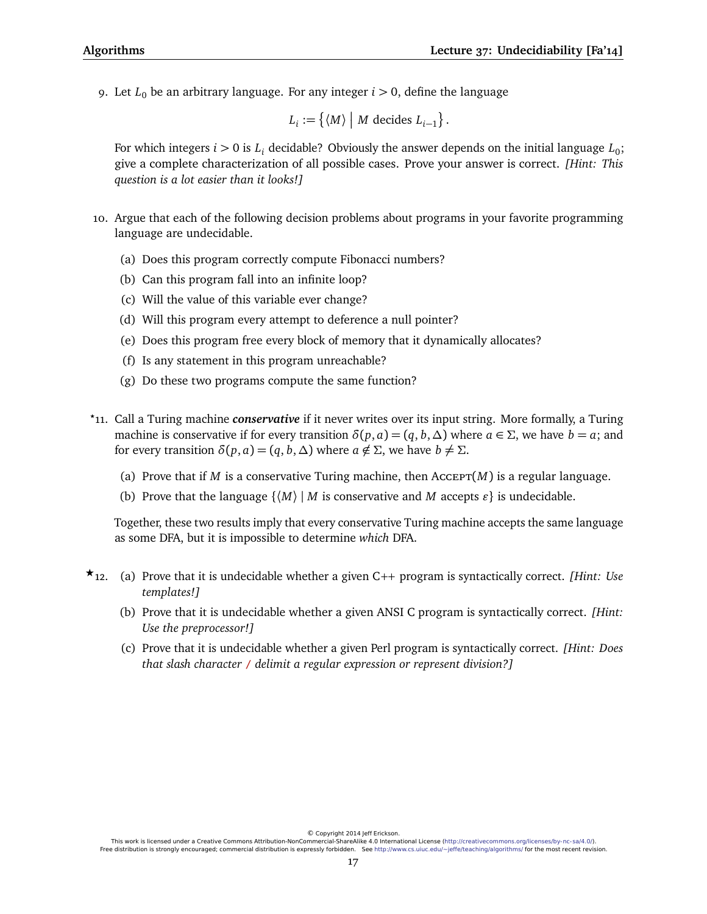9. Let $L_0$ be an arbitrary language. For any integer $i > 0$, define the language

$$L_i := \{\langle M \rangle \mid M \text{ decides } L_{i-1}\}.$$

For which integers $i > 0$ is $L_i$ decidable? Obviously the answer depends on the initial language $L_0$; give a complete characterization of all possible cases. Prove your answer is correct. *[Hint: This question is a lot easier than it looks!]*

10. Argue that each of the following decision problems about programs in your favorite programming language are undecidable.

 (a) Does this program correctly compute Fibonacci numbers?

 (b) Can this program fall into an infinite loop?

 (c) Will the value of this variable ever change?

 (d) Will this program every attempt to deference a null pointer?

 (e) Does this program free every block of memory that it dynamically allocates?

 (f) Is any statement in this program unreachable?

 (g) Do these two programs compute the same function?

*11. Call a Turing machine ***conservative*** if it never writes over its input string. More formally, a Turing machine is conservative if for every transition $\delta(p, a) = (q, b, \Delta)$ where $a \in \Sigma$, we have $b = a$; and for every transition $\delta(p, a) = (q, b, \Delta)$ where $a \notin \Sigma$, we have $b \neq \Sigma$.

 (a) Prove that if $M$ is a conservative Turing machine, then $\text{Accept}(M)$ is a regular language.

 (b) Prove that the language $\{\langle M \rangle \mid M \text{ is conservative and } M \text{ accepts } \varepsilon\}$ is undecidable.

Together, these two results imply that every conservative Turing machine accepts the same language as some DFA, but it is impossible to determine *which* DFA.

★12. (a) Prove that it is undecidable whether a given C++ program is syntactically correct. *[Hint: Use templates!]*

 (b) Prove that it is undecidable whether a given ANSI C program is syntactically correct. *[Hint: Use the preprocessor!]*

 (c) Prove that it is undecidable whether a given Perl program is syntactically correct. *[Hint: Does that slash character / delimit a regular expression or represent division?]*

© Copyright 2014 Jeff Erickson.
This work is licensed under a Creative Commons Attribution-NonCommercial-ShareAlike 4.0 International License (http://creativecommons.org/licenses/by-nc-sa/4.0/).
Free distribution is strongly encouraged; commercial distribution is expressly forbidden. See http://www.cs.uiuc.edu/~jeffe/teaching/algorithms/ for the most recent revision.